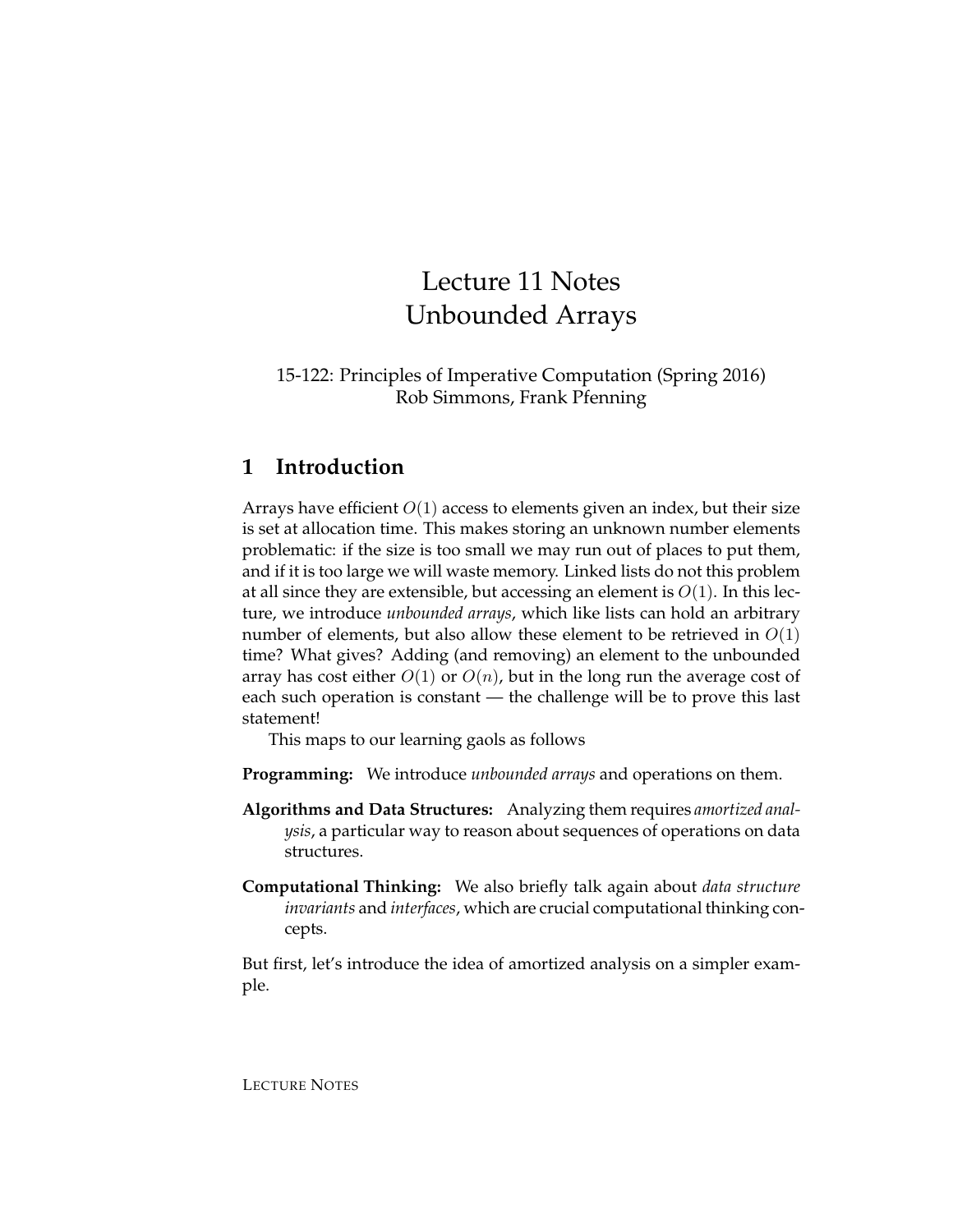# Lecture 11 Notes
# Unbounded Arrays

15-122: Principles of Imperative Computation (Spring 2016)
Rob Simmons, Frank Pfenning

## 1 Introduction

Arrays have efficient $O(1)$ access to elements given an index, but their size is set at allocation time. This makes storing an unknown number elements problematic: if the size is too small we may run out of places to put them, and if it is too large we will waste memory. Linked lists do not this problem at all since they are extensible, but accessing an element is $O(1)$. In this lecture, we introduce *unbounded arrays*, which like lists can hold an arbitrary number of elements, but also allow these element to be retrieved in $O(1)$ time? What gives? Adding (and removing) an element to the unbounded array has cost either $O(1)$ or $O(n)$, but in the long run the average cost of each such operation is constant — the challenge will be to prove this last statement!

This maps to our learning gaols as follows

**Programming:** We introduce *unbounded arrays* and operations on them.

**Algorithms and Data Structures:** Analyzing them requires *amortized analysis*, a particular way to reason about sequences of operations on data structures.

**Computational Thinking:** We also briefly talk again about *data structure invariants* and *interfaces*, which are crucial computational thinking concepts.

But first, let's introduce the idea of amortized analysis on a simpler example.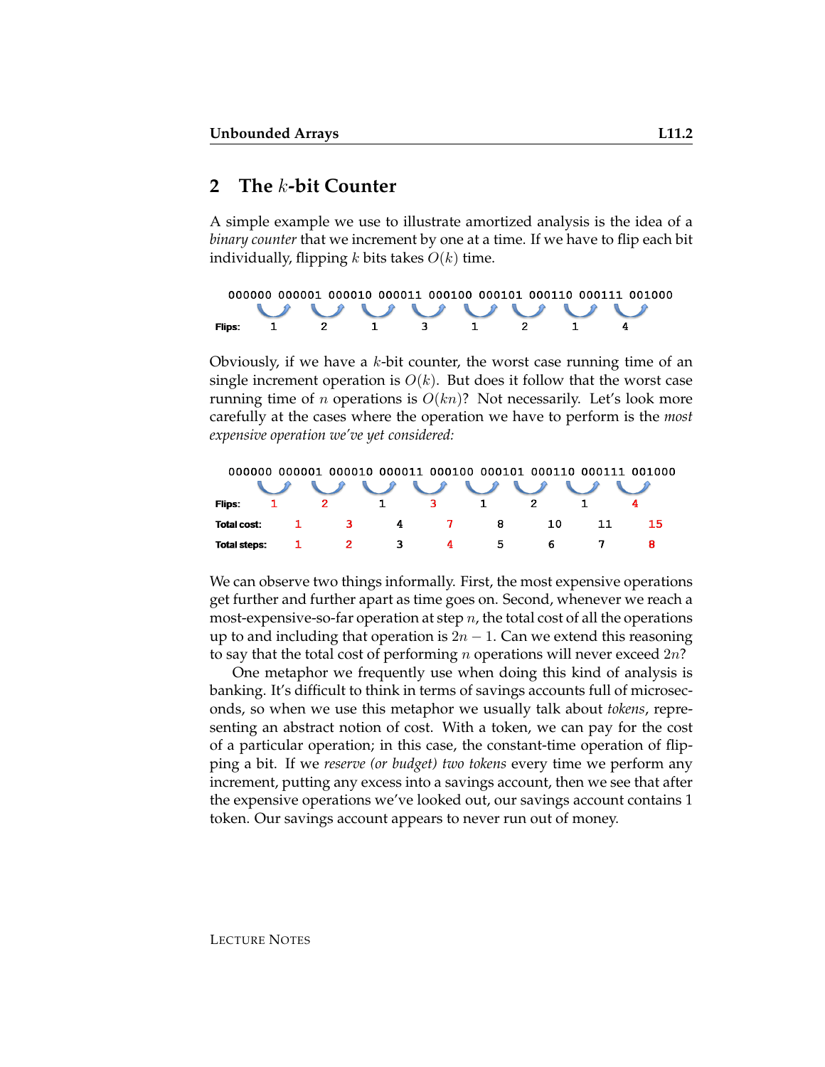## 2 The $k$-bit Counter

A simple example we use to illustrate amortized analysis is the idea of a *binary counter* that we increment by one at a time. If we have to flip each bit individually, flipping $k$ bits takes $O(k)$ time.

| | 000000 → 000001 | 000001 → 000010 | 000010 → 000011 | 000011 → 000100 | 000100 → 000101 | 000101 → 000110 | 000110 → 000111 | 000111 → 001000 |
|---|---|---|---|---|---|---|---|---|
| **Flips:** | 1 | 2 | 1 | 3 | 1 | 2 | 1 | 4 |

Obviously, if we have a $k$-bit counter, the worst case running time of an single increment operation is $O(k)$. But does it follow that the worst case running time of $n$ operations is $O(kn)$? Not necessarily. Let's look more carefully at the cases where the operation we have to perform is the *most expensive operation we've yet considered:*

| | 000000 → 000001 | 000001 → 000010 | 000010 → 000011 | 000011 → 000100 | 000100 → 000101 | 000101 → 000110 | 000110 → 000111 | 000111 → 001000 |
|---|---|---|---|---|---|---|---|---|
| **Flips:** | 1 | 2 | 1 | 3 | 1 | 2 | 1 | 4 |
| **Total cost:** | 1 | 3 | 4 | 7 | 8 | 10 | 11 | 15 |
| **Total steps:** | 1 | 2 | 3 | 4 | 5 | 6 | 7 | 8 |

We can observe two things informally. First, the most expensive operations get further and further apart as time goes on. Second, whenever we reach a most-expensive-so-far operation at step $n$, the total cost of all the operations up to and including that operation is $2n - 1$. Can we extend this reasoning to say that the total cost of performing $n$ operations will never exceed $2n$?

One metaphor we frequently use when doing this kind of analysis is banking. It's difficult to think in terms of savings accounts full of microseconds, so when we use this metaphor we usually talk about *tokens*, representing an abstract notion of cost. With a token, we can pay for the cost of a particular operation; in this case, the constant-time operation of flipping a bit. If we *reserve (or budget) two tokens* every time we perform any increment, putting any excess into a savings account, then we see that after the expensive operations we've looked out, our savings account contains 1 token. Our savings account appears to never run out of money.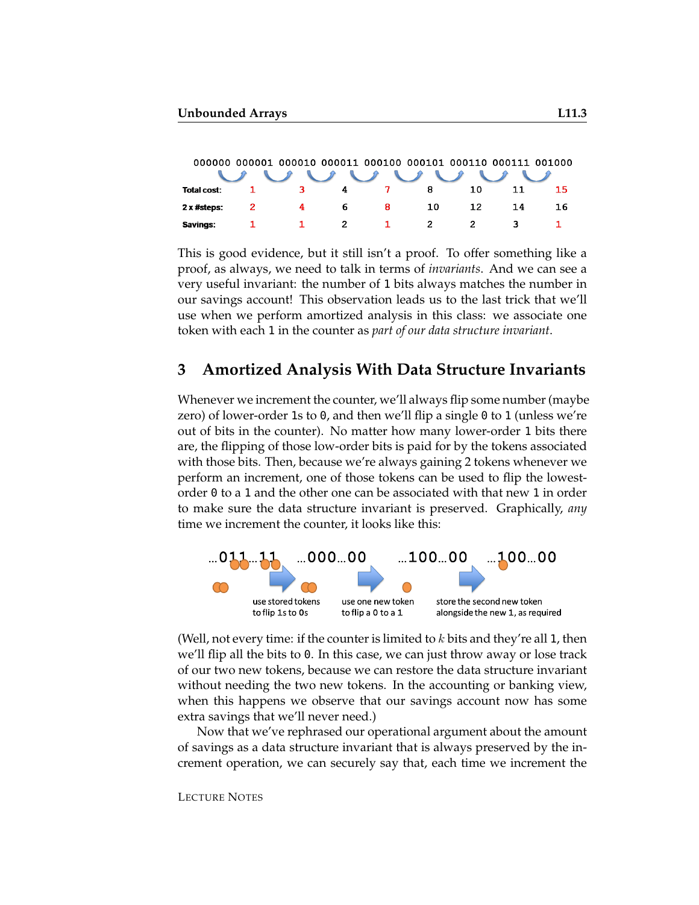| | 000000 | 000001 | 000010 | 000011 | 000100 | 000101 | 000110 | 000111 | 001000 |
|---|---|---|---|---|---|---|---|---|---|
| **Total cost:** | 1 | 3 | 4 | 7 | 8 | 10 | 11 | 15 | |
| **2 x #steps:** | 2 | 4 | 6 | 8 | 10 | 12 | 14 | 16 | |
| **Savings:** | 1 | 1 | 2 | 1 | 2 | 2 | 3 | 1 | |

This is good evidence, but it still isn't a proof. To offer something like a proof, as always, we need to talk in terms of *invariants*. And we can see a very useful invariant: the number of `1` bits always matches the number in our savings account! This observation leads us to the last trick that we'll use when we perform amortized analysis in this class: we associate one token with each `1` in the counter as *part of our data structure invariant*.

## 3 Amortized Analysis With Data Structure Invariants

Whenever we increment the counter, we'll always flip some number (maybe zero) of lower-order `1`s to `0`, and then we'll flip a single `0` to `1` (unless we're out of bits in the counter). No matter how many lower-order `1` bits there are, the flipping of those low-order bits is paid for by the tokens associated with those bits. Then, because we're always gaining 2 tokens whenever we perform an increment, one of those tokens can be used to flip the lowest-order `0` to a `1` and the other one can be associated with that new `1` in order to make sure the data structure invariant is preserved. Graphically, *any* time we increment the counter, it looks like this:

...011...11 → ...000...00 → ...100...00 → ...100...00

use stored tokens to flip `1`s to `0`s — use one new token to flip a `0` to a `1` — store the second new token alongside the new `1`, as required

(Well, not every time: if the counter is limited to $k$ bits and they're all `1`, then we'll flip all the bits to `0`. In this case, we can just throw away or lose track of our two new tokens, because we can restore the data structure invariant without needing the two new tokens. In the accounting or banking view, when this happens we observe that our savings account now has some extra savings that we'll never need.)

Now that we've rephrased our operational argument about the amount of savings as a data structure invariant that is always preserved by the increment operation, we can securely say that, each time we increment the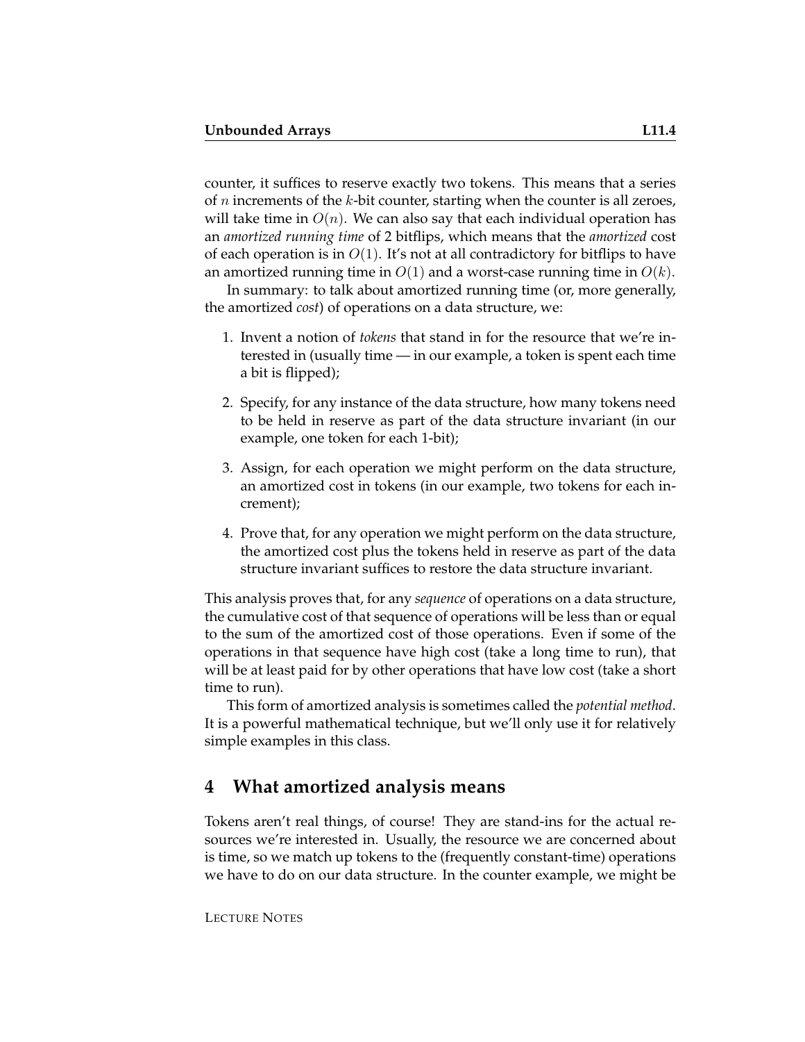counter, it suffices to reserve exactly two tokens. This means that a series of $n$ increments of the $k$-bit counter, starting when the counter is all zeroes, will take time in $O(n)$. We can also say that each individual operation has an *amortized running time* of 2 bitflips, which means that the *amortized* cost of each operation is in $O(1)$. It's not at all contradictory for bitflips to have an amortized running time in $O(1)$ and a worst-case running time in $O(k)$.

In summary: to talk about amortized running time (or, more generally, the amortized *cost*) of operations on a data structure, we:

1. Invent a notion of *tokens* that stand in for the resource that we're interested in (usually time — in our example, a token is spent each time a bit is flipped);
2. Specify, for any instance of the data structure, how many tokens need to be held in reserve as part of the data structure invariant (in our example, one token for each 1-bit);
3. Assign, for each operation we might perform on the data structure, an amortized cost in tokens (in our example, two tokens for each increment);
4. Prove that, for any operation we might perform on the data structure, the amortized cost plus the tokens held in reserve as part of the data structure invariant suffices to restore the data structure invariant.

This analysis proves that, for any *sequence* of operations on a data structure, the cumulative cost of that sequence of operations will be less than or equal to the sum of the amortized cost of those operations. Even if some of the operations in that sequence have high cost (take a long time to run), that will be at least paid for by other operations that have low cost (take a short time to run).

This form of amortized analysis is sometimes called the *potential method*. It is a powerful mathematical technique, but we'll only use it for relatively simple examples in this class.

## 4 What amortized analysis means

Tokens aren't real things, of course! They are stand-ins for the actual resources we're interested in. Usually, the resource we are concerned about is time, so we match up tokens to the (frequently constant-time) operations we have to do on our data structure. In the counter example, we might be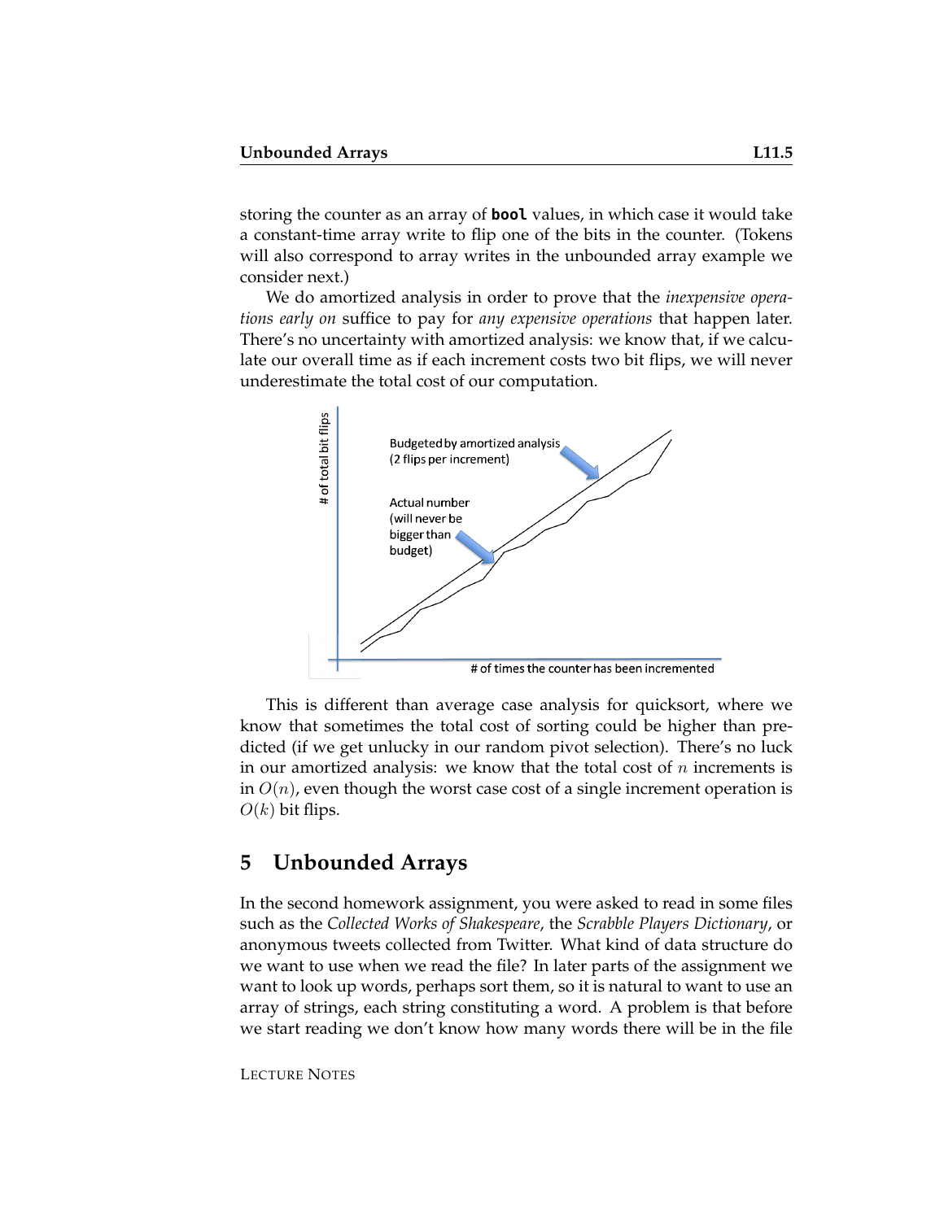storing the counter as an array of **bool** values, in which case it would take a constant-time array write to flip one of the bits in the counter. (Tokens will also correspond to array writes in the unbounded array example we consider next.)

We do amortized analysis in order to prove that the *inexpensive operations early on* suffice to pay for *any expensive operations* that happen later. There's no uncertainty with amortized analysis: we know that, if we calculate our overall time as if each increment costs two bit flips, we will never underestimate the total cost of our computation.

This is different than average case analysis for quicksort, where we know that sometimes the total cost of sorting could be higher than predicted (if we get unlucky in our random pivot selection). There's no luck in our amortized analysis: we know that the total cost of $n$ increments is in $O(n)$, even though the worst case cost of a single increment operation is $O(k)$ bit flips.

## 5 Unbounded Arrays

In the second homework assignment, you were asked to read in some files such as the *Collected Works of Shakespeare*, the *Scrabble Players Dictionary*, or anonymous tweets collected from Twitter. What kind of data structure do we want to use when we read the file? In later parts of the assignment we want to look up words, perhaps sort them, so it is natural to want to use an array of strings, each string constituting a word. A problem is that before we start reading we don't know how many words there will be in the file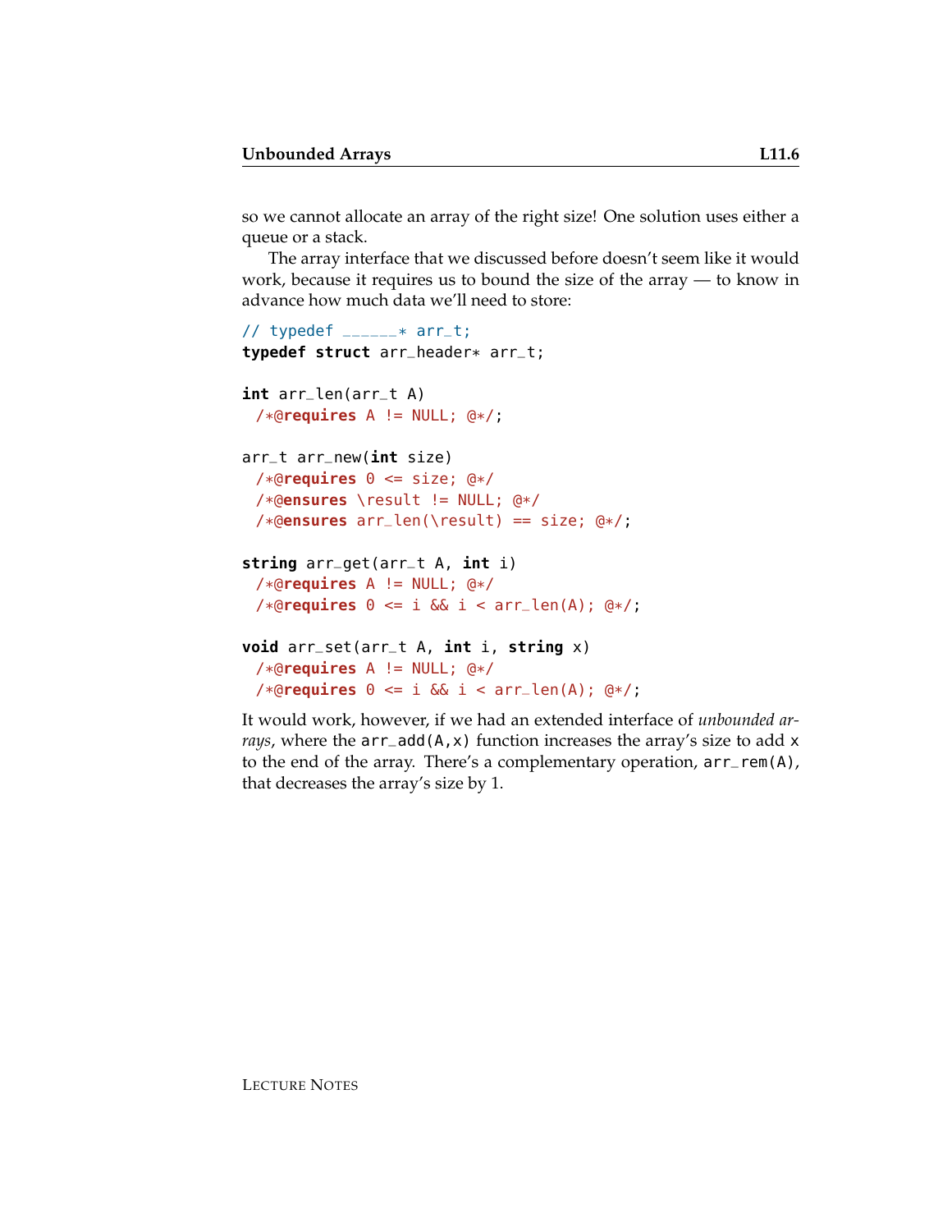so we cannot allocate an array of the right size! One solution uses either a queue or a stack.

The array interface that we discussed before doesn't seem like it would work, because it requires us to bound the size of the array — to know in advance how much data we'll need to store:

```
// typedef ______* arr_t;
typedef struct arr_header* arr_t;

int arr_len(arr_t A)
  /*@requires A != NULL; @*/;

arr_t arr_new(int size)
  /*@requires 0 <= size; @*/
  /*@ensures \result != NULL; @*/
  /*@ensures arr_len(\result) == size; @*/;

string arr_get(arr_t A, int i)
  /*@requires A != NULL; @*/
  /*@requires 0 <= i && i < arr_len(A); @*/;

void arr_set(arr_t A, int i, string x)
  /*@requires A != NULL; @*/
  /*@requires 0 <= i && i < arr_len(A); @*/;
```

It would work, however, if we had an extended interface of *unbounded arrays*, where the `arr_add(A,x)` function increases the array's size to add `x` to the end of the array. There's a complementary operation, `arr_rem(A)`, that decreases the array's size by 1.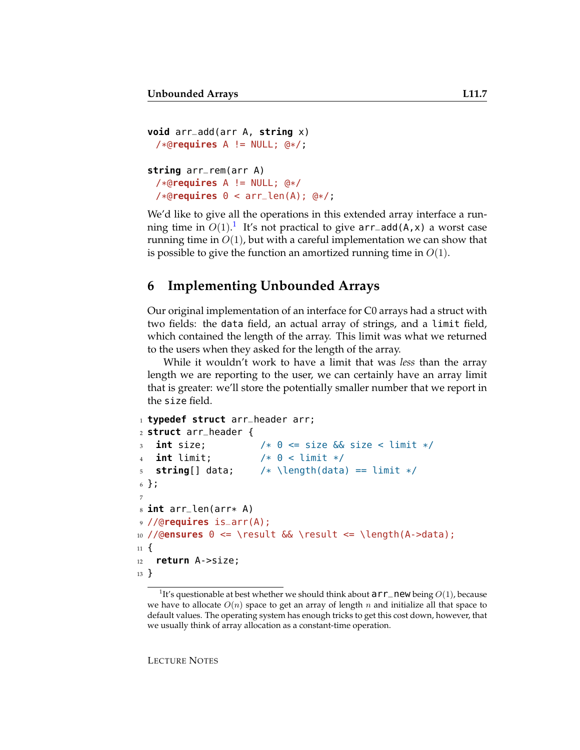```
void arr_add(arr A, string x)
 /*@requires A != NULL; @*/;

string arr_rem(arr A)
 /*@requires A != NULL; @*/
 /*@requires 0 < arr_len(A); @*/;
```

We'd like to give all the operations in this extended array interface a running time in $O(1)$.[1] It's not practical to give `arr_add(A,x)` a worst case running time in $O(1)$, but with a careful implementation we can show that is possible to give the function an amortized running time in $O(1)$.

## 6 Implementing Unbounded Arrays

Our original implementation of an interface for C0 arrays had a struct with two fields: the `data` field, an actual array of strings, and a `limit` field, which contained the length of the array. This limit was what we returned to the users when they asked for the length of the array.

While it wouldn't work to have a limit that was *less* than the array length we are reporting to the user, we can certainly have an array limit that is greater: we'll store the potentially smaller number that we report in the `size` field.

```
1  typedef struct arr_header arr;
2  struct arr_header {
3    int size;          /* 0 <= size && size < limit */
4    int limit;         /* 0 < limit */
5    string[] data;     /* \length(data) == limit */
6  };
7
8  int arr_len(arr* A)
9  //@requires is_arr(A);
10 //@ensures 0 <= \result && \result <= \length(A->data);
11 {
12   return A->size;
13 }
```

[1] It's questionable at best whether we should think about `arr_new` being $O(1)$, because we have to allocate $O(n)$ space to get an array of length $n$ and initialize all that space to default values. The operating system has enough tricks to get this cost down, however, that we usually think of array allocation as a constant-time operation.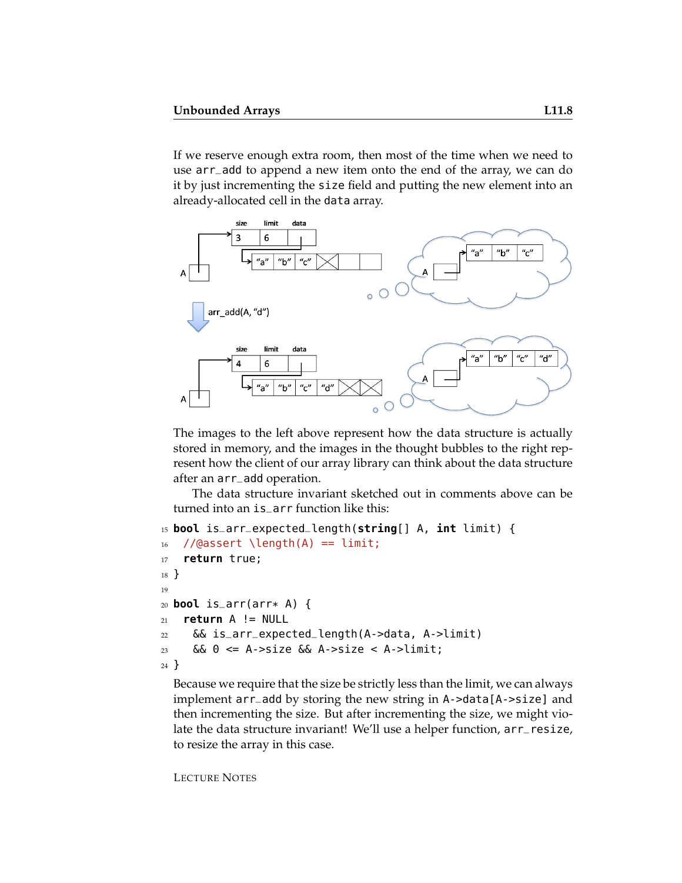If we reserve enough extra room, then most of the time when we need to use `arr_add` to append a new item onto the end of the array, we can do it by just incrementing the `size` field and putting the new element into an already-allocated cell in the `data` array.

The images to the left above represent how the data structure is actually stored in memory, and the images in the thought bubbles to the right represent how the client of our array library can think about the data structure after an `arr_add` operation.

The data structure invariant sketched out in comments above can be turned into an `is_arr` function like this:

```
15 bool is_arr_expected_length(string[] A, int limit) {
16   //@assert \length(A) == limit;
17   return true;
18 }
19
20 bool is_arr(arr* A) {
21   return A != NULL
22     && is_arr_expected_length(A->data, A->limit)
23     && 0 <= A->size && A->size < A->limit;
24 }
```

Because we require that the size be strictly less than the limit, we can always implement `arr_add` by storing the new string in `A->data[A->size]` and then incrementing the size. But after incrementing the size, we might violate the data structure invariant! We'll use a helper function, `arr_resize`, to resize the array in this case.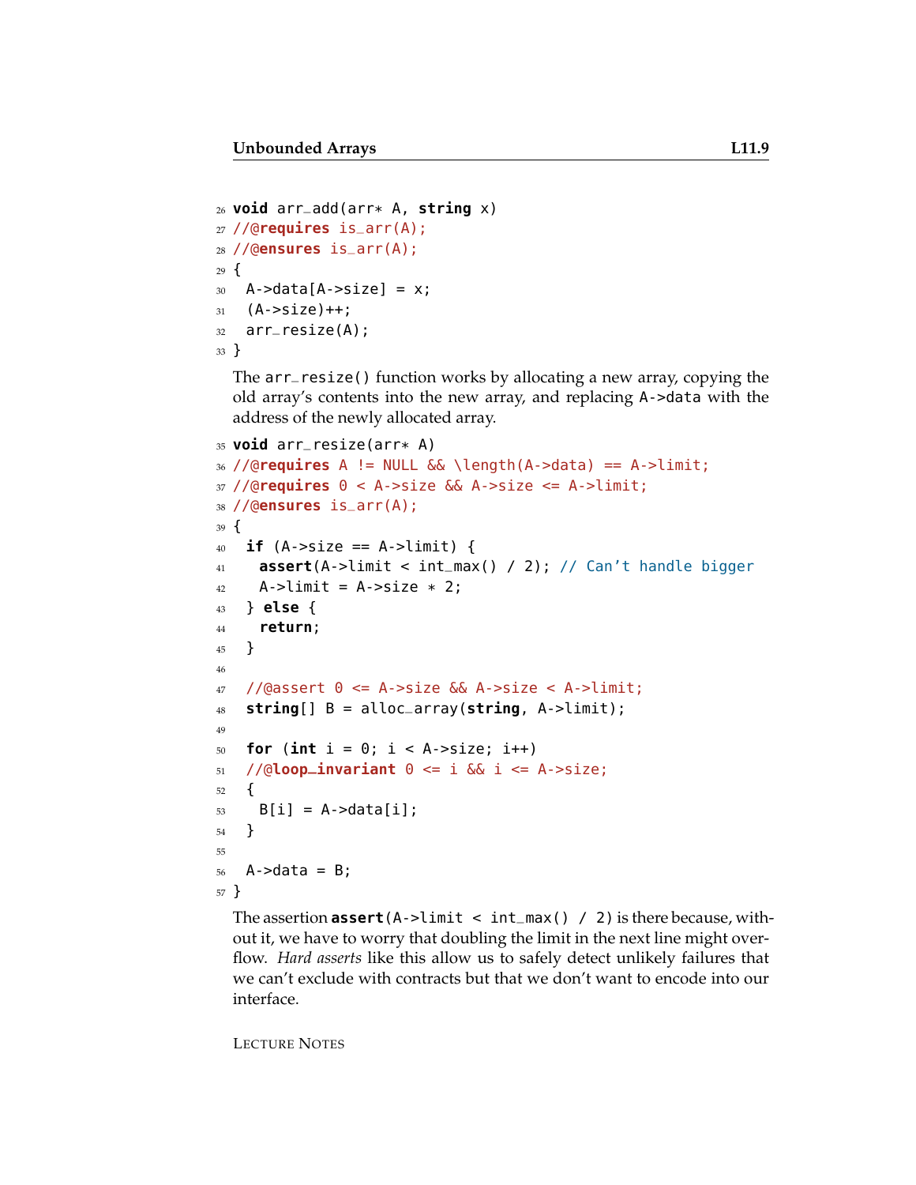```
26 void arr_add(arr* A, string x)
27 //@requires is_arr(A);
28 //@ensures is_arr(A);
29 {
30   A->data[A->size] = x;
31   (A->size)++;
32   arr_resize(A);
33 }
```

The `arr_resize()` function works by allocating a new array, copying the old array's contents into the new array, and replacing `A->data` with the address of the newly allocated array.

```
35 void arr_resize(arr* A)
36 //@requires A != NULL && \length(A->data) == A->limit;
37 //@requires 0 < A->size && A->size <= A->limit;
38 //@ensures is_arr(A);
39 {
40   if (A->size == A->limit) {
41     assert(A->limit < int_max() / 2); // Can't handle bigger
42     A->limit = A->size * 2;
43   } else {
44     return;
45   }
46
47   //@assert 0 <= A->size && A->size < A->limit;
48   string[] B = alloc_array(string, A->limit);
49
50   for (int i = 0; i < A->size; i++)
51   //@loop_invariant 0 <= i && i <= A->size;
52   {
53     B[i] = A->data[i];
54   }
55
56   A->data = B;
57 }
```

The assertion **assert**`(A->limit < int_max() / 2)` is there because, without it, we have to worry that doubling the limit in the next line might overflow. *Hard asserts* like this allow us to safely detect unlikely failures that we can't exclude with contracts but that we don't want to encode into our interface.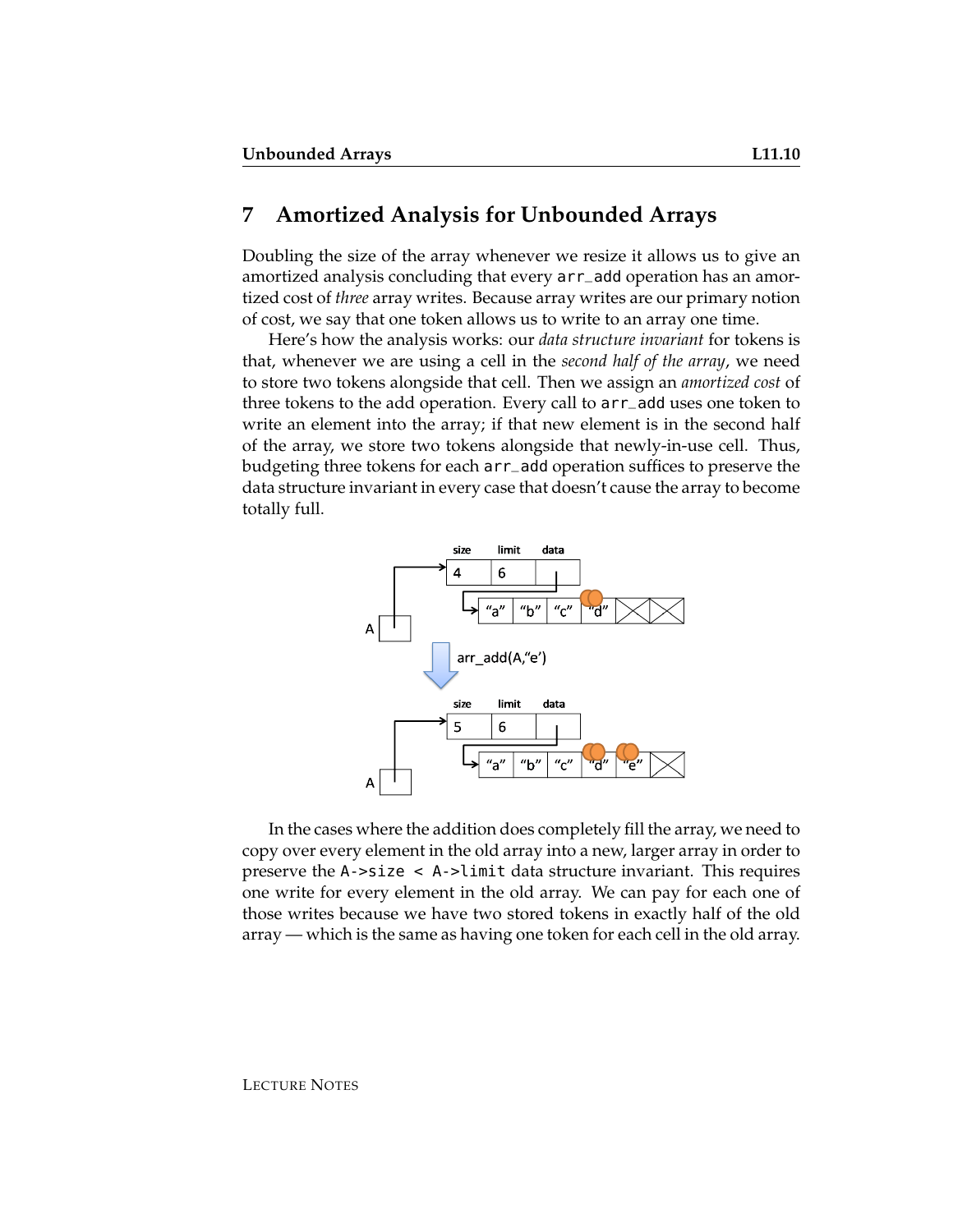## 7 Amortized Analysis for Unbounded Arrays

Doubling the size of the array whenever we resize it allows us to give an amortized analysis concluding that every `arr_add` operation has an amortized cost of *three* array writes. Because array writes are our primary notion of cost, we say that one token allows us to write to an array one time.

Here's how the analysis works: our *data structure invariant* for tokens is that, whenever we are using a cell in the *second half of the array*, we need to store two tokens alongside that cell. Then we assign an *amortized cost* of three tokens to the add operation. Every call to `arr_add` uses one token to write an element into the array; if that new element is in the second half of the array, we store two tokens alongside that newly-in-use cell. Thus, budgeting three tokens for each `arr_add` operation suffices to preserve the data structure invariant in every case that doesn't cause the array to become totally full.

In the cases where the addition does completely fill the array, we need to copy over every element in the old array into a new, larger array in order to preserve the `A->size < A->limit` data structure invariant. This requires one write for every element in the old array. We can pay for each one of those writes because we have two stored tokens in exactly half of the old array — which is the same as having one token for each cell in the old array.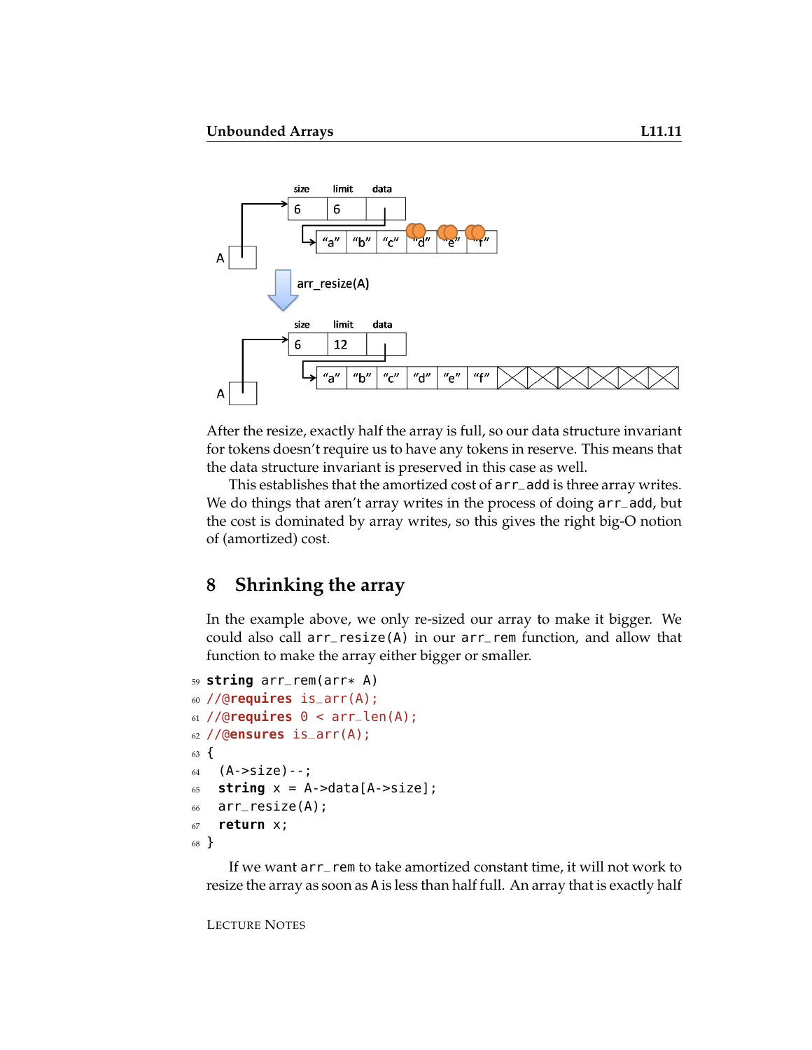After the resize, exactly half the array is full, so our data structure invariant for tokens doesn't require us to have any tokens in reserve. This means that the data structure invariant is preserved in this case as well.

This establishes that the amortized cost of `arr_add` is three array writes. We do things that aren't array writes in the process of doing `arr_add`, but the cost is dominated by array writes, so this gives the right big-O notion of (amortized) cost.

## 8 Shrinking the array

In the example above, we only re-sized our array to make it bigger. We could also call `arr_resize(A)` in our `arr_rem` function, and allow that function to make the array either bigger or smaller.

```
59 string arr_rem(arr* A)
60 //@requires is_arr(A);
61 //@requires 0 < arr_len(A);
62 //@ensures is_arr(A);
63 {
64   (A->size)--;
65   string x = A->data[A->size];
66   arr_resize(A);
67   return x;
68 }
```

If we want `arr_rem` to take amortized constant time, it will not work to resize the array as soon as A is less than half full. An array that is exactly half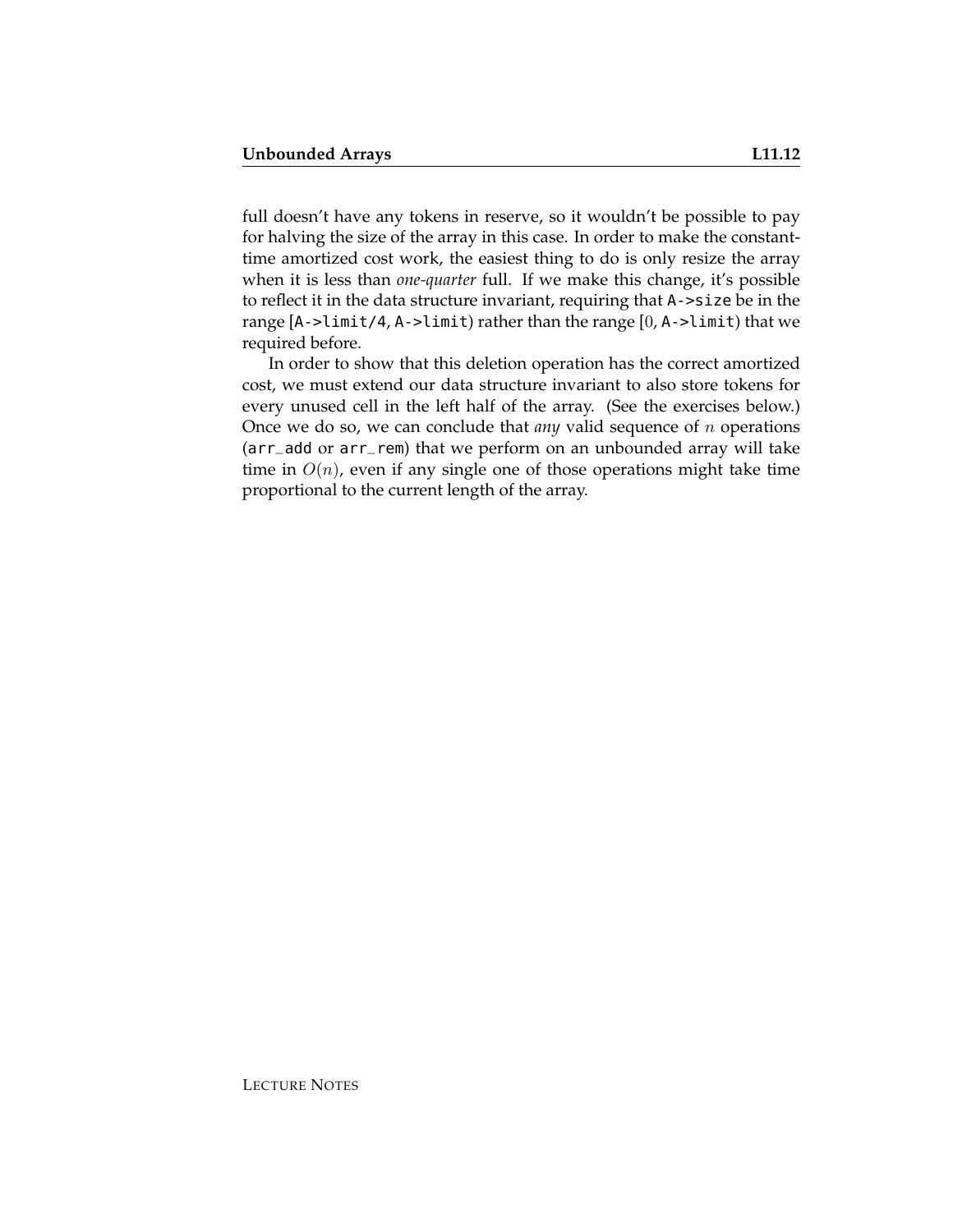full doesn't have any tokens in reserve, so it wouldn't be possible to pay for halving the size of the array in this case. In order to make the constant-time amortized cost work, the easiest thing to do is only resize the array when it is less than *one-quarter* full. If we make this change, it's possible to reflect it in the data structure invariant, requiring that `A->size` be in the range [`A->limit/4`, `A->limit`) rather than the range [$0$, `A->limit`) that we required before.

In order to show that this deletion operation has the correct amortized cost, we must extend our data structure invariant to also store tokens for every unused cell in the left half of the array. (See the exercises below.) Once we do so, we can conclude that *any* valid sequence of $n$ operations (`arr_add` or `arr_rem`) that we perform on an unbounded array will take time in $O(n)$, even if any single one of those operations might take time proportional to the current length of the array.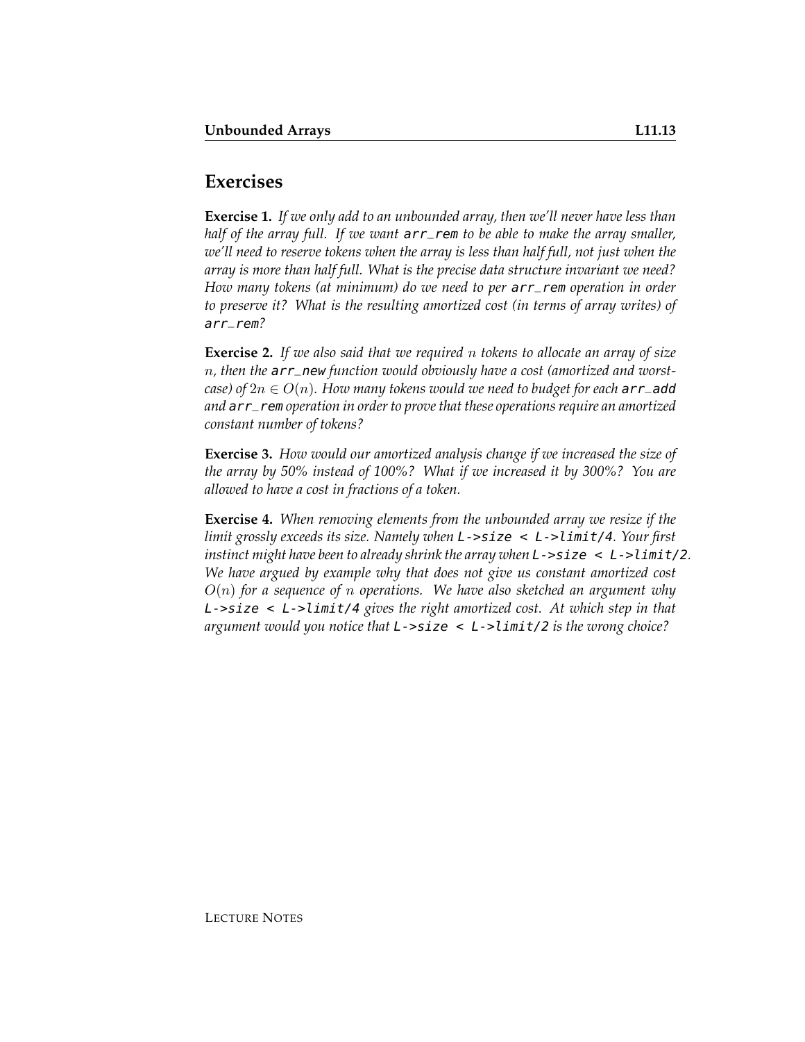## Exercises

**Exercise 1.** *If we only add to an unbounded array, then we'll never have less than half of the array full. If we want* `arr_rem` *to be able to make the array smaller, we'll need to reserve tokens when the array is less than half full, not just when the array is more than half full. What is the precise data structure invariant we need? How many tokens (at minimum) do we need to per* `arr_rem` *operation in order to preserve it? What is the resulting amortized cost (in terms of array writes) of* `arr_rem`*?*

**Exercise 2.** *If we also said that we required $n$ tokens to allocate an array of size $n$, then the* `arr_new` *function would obviously have a cost (amortized and worst-case) of $2n \in O(n)$. How many tokens would we need to budget for each* `arr_add` *and* `arr_rem` *operation in order to prove that these operations require an amortized constant number of tokens?*

**Exercise 3.** *How would our amortized analysis change if we increased the size of the array by 50% instead of 100%? What if we increased it by 300%? You are allowed to have a cost in fractions of a token.*

**Exercise 4.** *When removing elements from the unbounded array we resize if the limit grossly exceeds its size. Namely when* `L->size < L->limit/4`*. Your first instinct might have been to already shrink the array when* `L->size < L->limit/2`*. We have argued by example why that does not give us constant amortized cost $O(n)$ for a sequence of $n$ operations. We have also sketched an argument why* `L->size < L->limit/4` *gives the right amortized cost. At which step in that argument would you notice that* `L->size < L->limit/2` *is the wrong choice?*